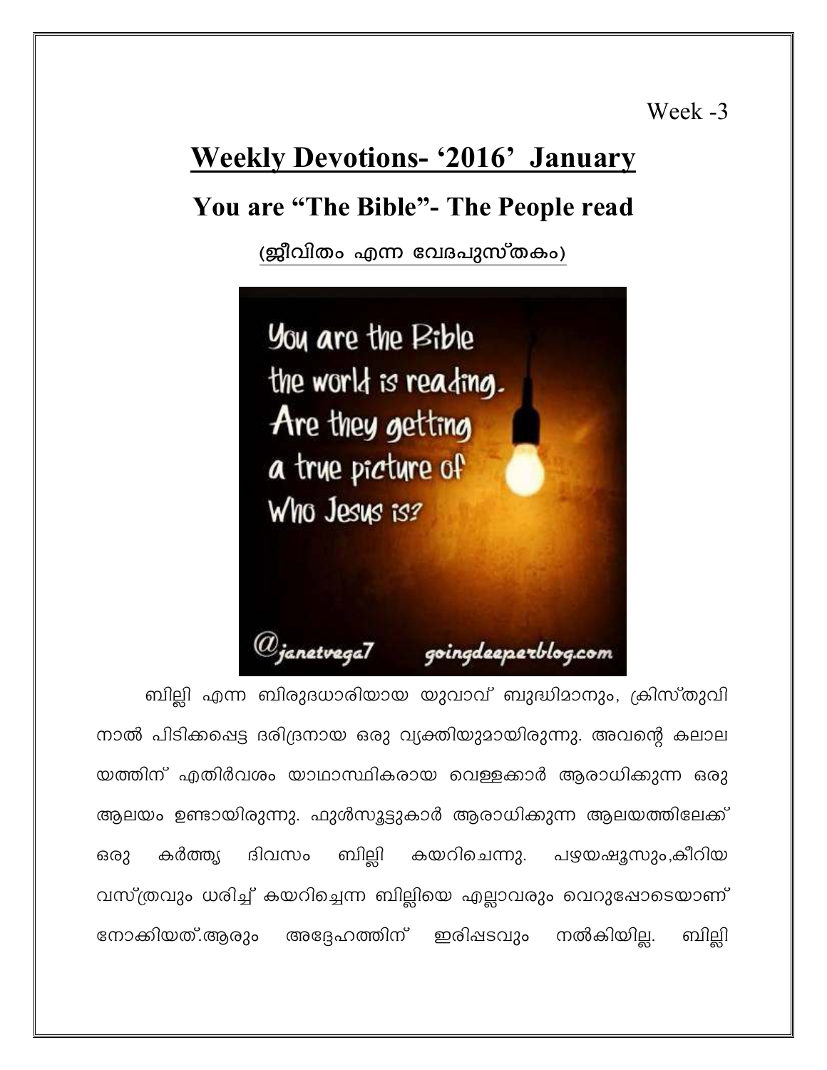Week -3

# Weekly Devotions- '2016' January

## You are "The Bible"- The People read

**(ജീവിതം എന്ന വേദപുസ്തകം)**

ബില്ലി എന്ന ബിരുദധാരിയായ യുവാവ് ബുദ്ധിമാനും, ക്രിസ്തുവിനാൽ പിടിക്കപ്പെട്ട ദരിദ്രനായ ഒരു വ്യക്തിയുമായിരുന്നു. അവന്റെ കലാലയത്തിന് എതിർവശം യാഥാസ്ഥികരായ വെള്ളക്കാർ ആരാധിക്കുന്ന ഒരു ആലയം ഉണ്ടായിരുന്നു. ഫുൾസ്യൂട്ടുകാർ ആരാധിക്കുന്ന ആലയത്തിലേക്ക് ഒരു കർത്തൃ ദിവസം ബില്ലി കയറിച്ചെന്നു. പഴയഷൂസും,കീറിയ വസ്ത്രവും ധരിച്ച് കയറിച്ചെന്ന ബില്ലിയെ എല്ലാവരും വെറുപ്പോടെയാണ് നോക്കിയത്.ആരും അദ്ദേഹത്തിന് ഇരിപ്പടവും നൽകിയില്ല. ബില്ലി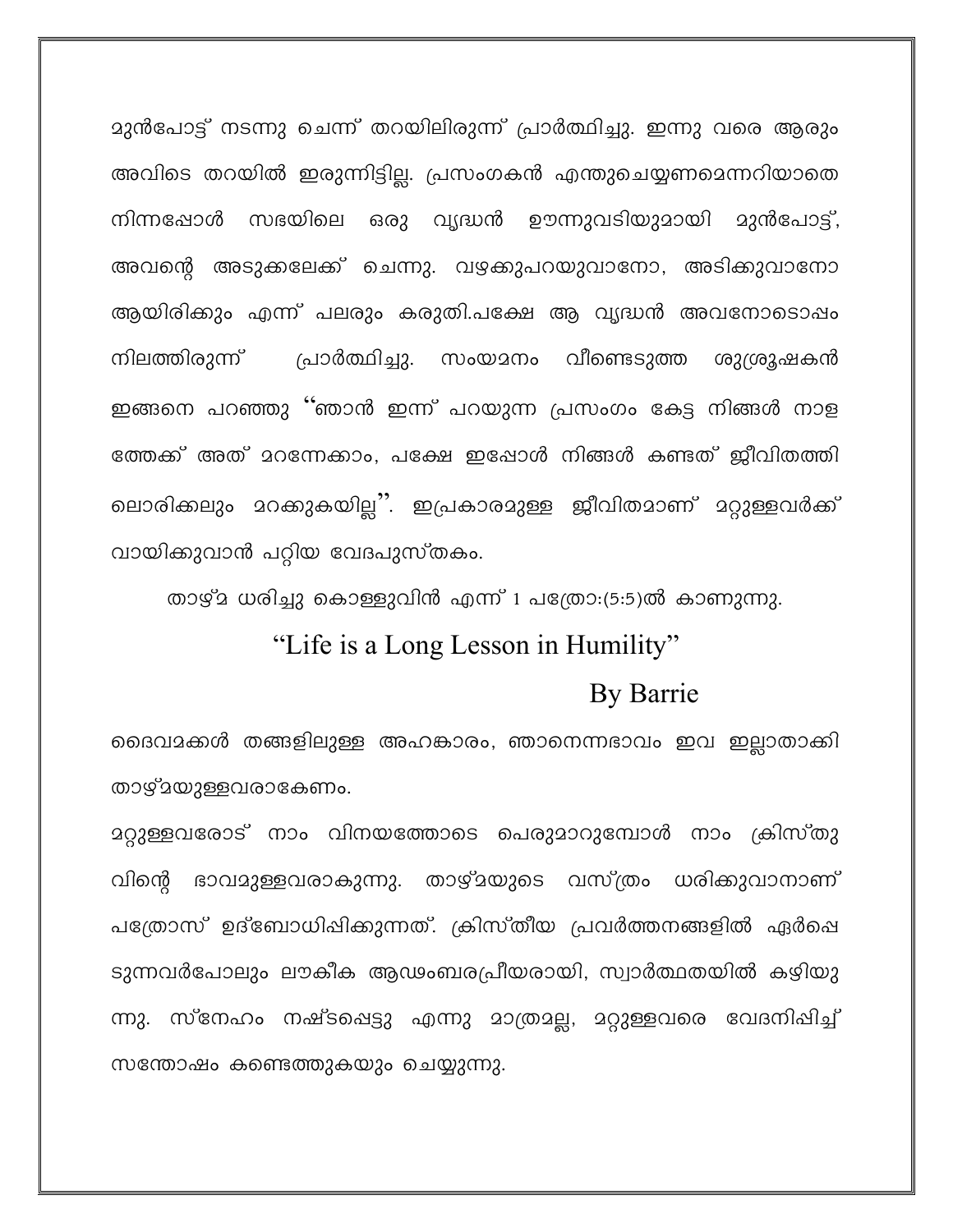മുൻപോട്ട് നടന്നു ചെന്ന് തറയിലിരുന്ന് പ്രാർത്ഥിച്ചു. ഇന്നു വരെ ആരും അവിടെ തറയിൽ ഇരുന്നിട്ടില്ല. പ്രസംഗകൻ എന്തുചെയ്യണമെന്നറിയാതെ നിന്നപ്പോൾ സഭയിലെ ഒരു വൃദ്ധൻ ഊന്നുവടിയുമായി മുൻപോട്ട്, അവന്റെ അടുക്കലേക്ക് ചെന്നു. വഴക്കുപറയുവാനോ, അടിക്കുവാനോ ആയിരിക്കും എന്ന് പലരും കരുതി.പക്ഷേ ആ വൃദ്ധൻ അവനോടൊപ്പം നിലത്തിരുന്ന് പ്രാർത്ഥിച്ചു. സംയമനം വീണ്ടെടുത്ത ശുശ്രൂഷകൻ ഇങ്ങനെ പറഞ്ഞു "ഞാൻ ഇന്ന് പറയുന്ന പ്രസംഗം കേട്ട നിങ്ങൾ നാള ത്തേക്ക് അത് മറന്നേക്കാം, പക്ഷേ ഇപ്പോൾ നിങ്ങൾ കണ്ടത് ജീവിതത്തി ലൊരിക്കലും മറക്കുകയില്ല". ഇപ്രകാരമുള്ള ജീവിതമാണ് മറ്റുള്ളവർക്ക് വായിക്കുവാൻ പറ്റിയ വേദപുസ്തകം.

താഴ്മ ധരിച്ചു കൊള്ളുവിൻ എന്ന് 1 പത്രോ:(5:5)ൽ കാണുന്നു.

"Life is a Long Lesson in Humility"

By Barrie

ദൈവമക്കൾ തങ്ങളിലുള്ള അഹങ്കാരം, ഞാനെന്നഭാവം ഇവ ഇല്ലാതാക്കി താഴ്മയുള്ളവരാകേണം.

മറ്റുള്ളവരോട് നാം വിനയത്തോടെ പെരുമാറുമ്പോൾ നാം ക്രിസ്തു വിന്റെ ഭാവമുള്ളവരാകുന്നു. താഴ്മയുടെ വസ്ത്രം ധരിക്കുവാനാണ് പത്രോസ് ഉദ്ബോധിപ്പിക്കുന്നത്. ക്രിസ്തീയ പ്രവർത്തനങ്ങളിൽ ഏർപ്പെ ടുന്നവർപോലും ലൗകീക ആഢംബരപ്രീയരായി, സ്വാർത്ഥതയിൽ കഴിയു ന്നു. സ്നേഹം നഷ്ടപ്പെട്ടു എന്നു മാത്രമല്ല, മറ്റുള്ളവരെ വേദനിപ്പിച്ച് സന്തോഷം കണ്ടെത്തുകയും ചെയ്യുന്നു.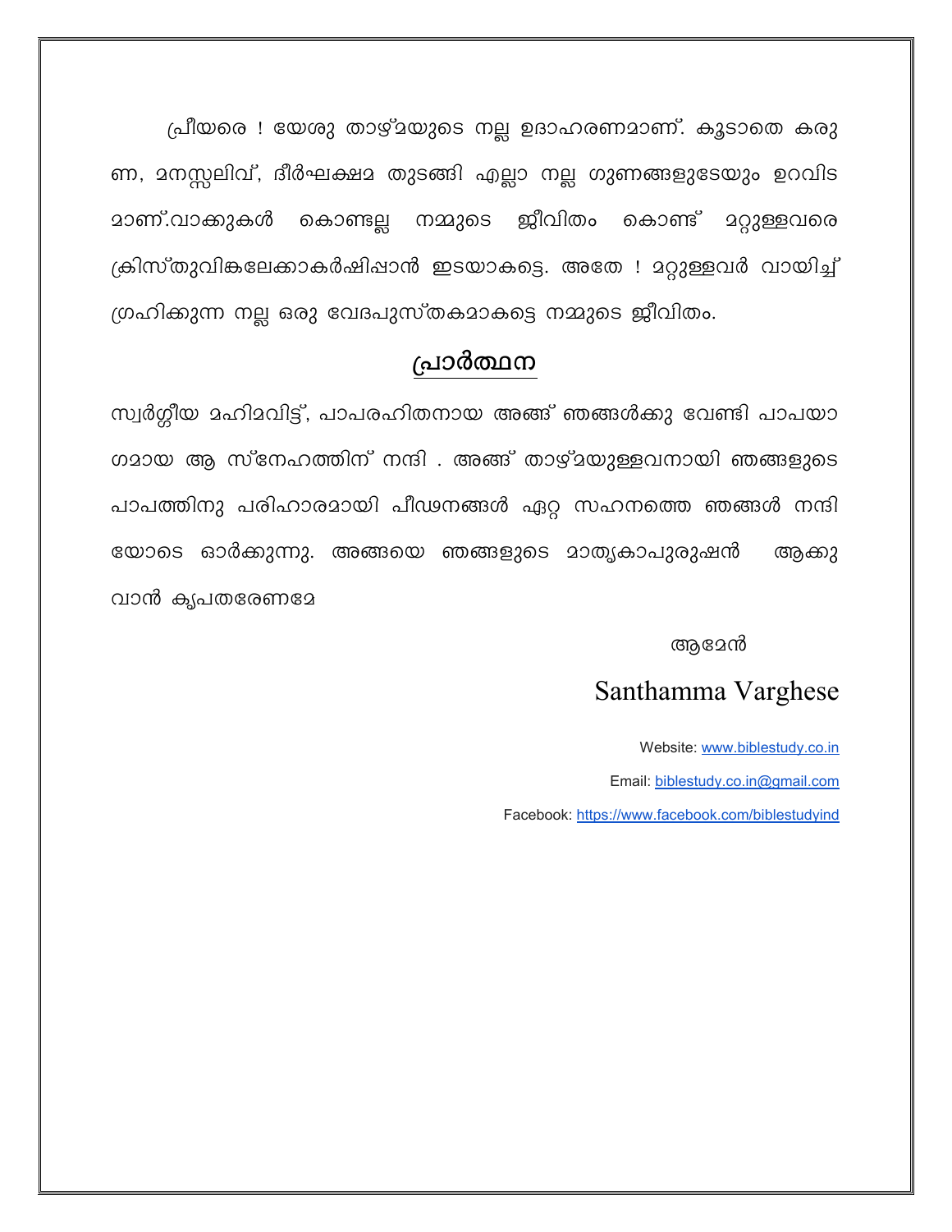പ്രീയരെ ! യേശു താഴ്മയുടെ നല്ല ഉദാഹരണമാണ്. കൂടാതെ കരുണ, മനസ്സലിവ്, ദീർഘക്ഷമ തുടങ്ങി എല്ലാ നല്ല ഗുണങ്ങളുടേയും ഉറവിടമാണ്.വാക്കുകൾ കൊണ്ടല്ല നമ്മുടെ ജീവിതം കൊണ്ട് മറ്റുള്ളവരെ ക്രിസ്തുവിങ്കലേക്കാകർഷിപ്പാൻ ഇടയാകട്ടെ. അതേ ! മറ്റുള്ളവർ വായിച്ച് ഗ്രഹിക്കുന്ന നല്ല ഒരു വേദപുസ്തകമാകട്ടെ നമ്മുടെ ജീവിതം.

## പ്രാർത്ഥന

സ്വർഗ്ഗീയ മഹിമവിട്ട്, പാപരഹിതനായ അങ്ങ് ഞങ്ങൾക്കു വേണ്ടി പാപയാഗമായ ആ സ്നേഹത്തിന് നന്ദി . അങ്ങ് താഴ്മയുള്ളവനായി ഞങ്ങളുടെ പാപത്തിനു പരിഹാരമായി പീഢനങ്ങൾ ഏറ്റ സഹനത്തെ ഞങ്ങൾ നന്ദിയോടെ ഓർക്കുന്നു. അങ്ങയെ ഞങ്ങളുടെ മാതൃകാപുരുഷൻ ആക്കുവാൻ കൃപതരേണമേ

ആമേൻ

Santhamma Varghese

Website: www.biblestudy.co.in

Email: biblestudy.co.in@gmail.com

Facebook: https://www.facebook.com/biblestudyind